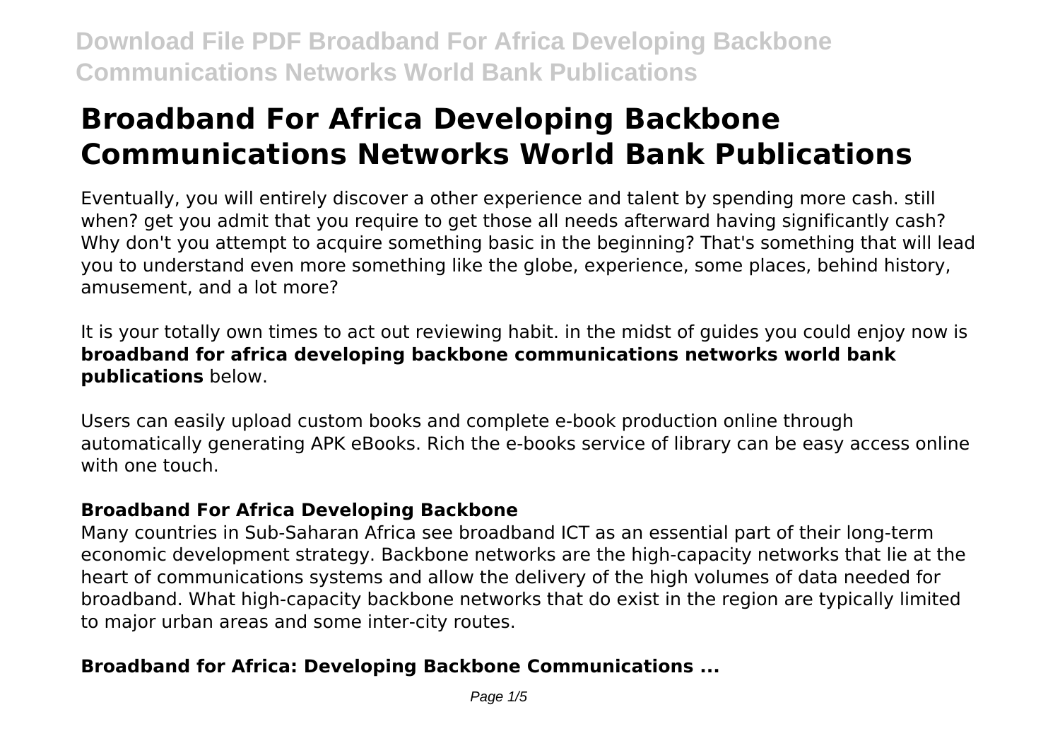# Broadband For Africa Developing Backbone Communications Networks World Bank Publications

Eventually, you will entirely discover a other experience and talent by spending more cash. still when? get you admit that you require to get those all needs afterward having significantly cash? Why don't you attempt to acquire something basic in the beginning? That's something that will lead you to understand even more something like the globe, experience, some places, behind history, amusement, and a lot more?

It is your totally own times to act out reviewing habit. in the midst of guides you could enjoy now is **broadband for africa developing backbone communications networks world bank publications** below.

Users can easily upload custom books and complete e-book production online through automatically generating APK eBooks. Rich the e-books service of library can be easy access online with one touch.

## Broadband For Africa Developing Backbone

Many countries in Sub-Saharan Africa see broadband ICT as an essential part of their long-term economic development strategy. Backbone networks are the high-capacity networks that lie at the heart of communications systems and allow the delivery of the high volumes of data needed for broadband. What high-capacity backbone networks that do exist in the region are typically limited to major urban areas and some inter-city routes.

## Broadband for Africa: Developing Backbone Communications ...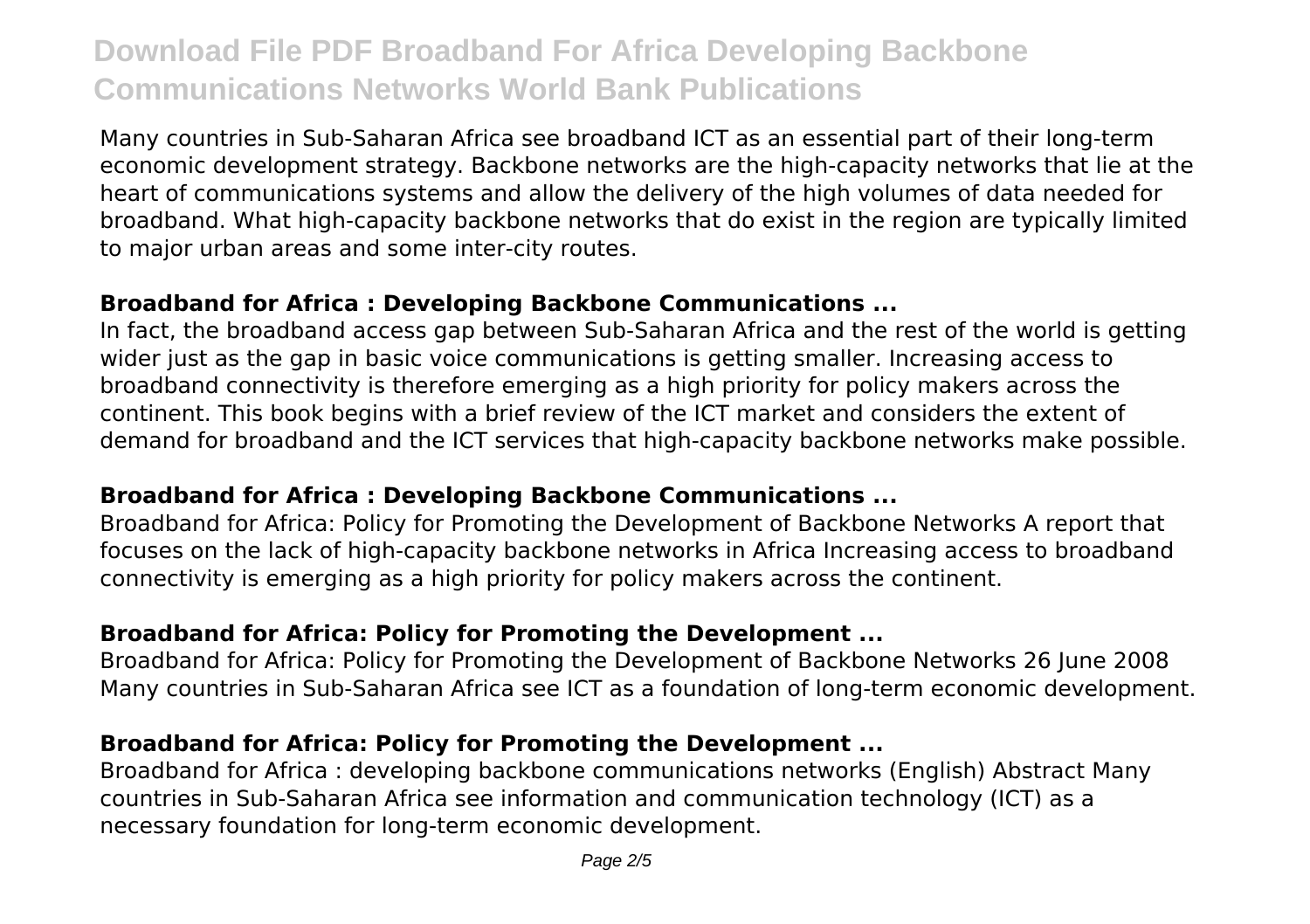Many countries in Sub-Saharan Africa see broadband ICT as an essential part of their long-term economic development strategy. Backbone networks are the high-capacity networks that lie at the heart of communications systems and allow the delivery of the high volumes of data needed for broadband. What high-capacity backbone networks that do exist in the region are typically limited to major urban areas and some inter-city routes.

### Broadband for Africa : Developing Backbone Communications ...

In fact, the broadband access gap between Sub-Saharan Africa and the rest of the world is getting wider just as the gap in basic voice communications is getting smaller. Increasing access to broadband connectivity is therefore emerging as a high priority for policy makers across the continent. This book begins with a brief review of the ICT market and considers the extent of demand for broadband and the ICT services that high-capacity backbone networks make possible.

### Broadband for Africa : Developing Backbone Communications ...

Broadband for Africa: Policy for Promoting the Development of Backbone Networks A report that focuses on the lack of high-capacity backbone networks in Africa Increasing access to broadband connectivity is emerging as a high priority for policy makers across the continent.

### Broadband for Africa: Policy for Promoting the Development ...

Broadband for Africa: Policy for Promoting the Development of Backbone Networks 26 June 2008 Many countries in Sub-Saharan Africa see ICT as a foundation of long-term economic development.

### Broadband for Africa: Policy for Promoting the Development ...

Broadband for Africa : developing backbone communications networks (English) Abstract Many countries in Sub-Saharan Africa see information and communication technology (ICT) as a necessary foundation for long-term economic development.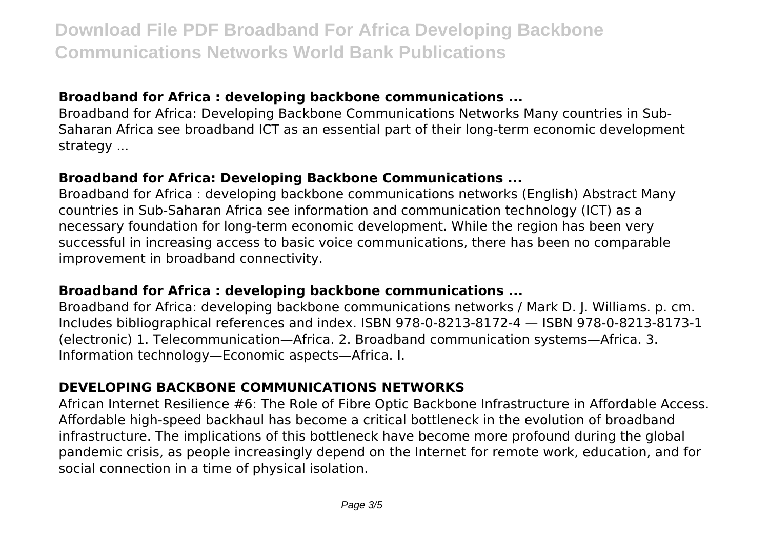### Broadband for Africa : developing backbone communications ...

Broadband for Africa: Developing Backbone Communications Networks Many countries in Sub-Saharan Africa see broadband ICT as an essential part of their long-term economic development strategy ...

### Broadband for Africa: Developing Backbone Communications ...

Broadband for Africa : developing backbone communications networks (English) Abstract Many countries in Sub-Saharan Africa see information and communication technology (ICT) as a necessary foundation for long-term economic development. While the region has been very successful in increasing access to basic voice communications, there has been no comparable improvement in broadband connectivity.

### Broadband for Africa : developing backbone communications ...

Broadband for Africa: developing backbone communications networks / Mark D. J. Williams. p. cm. Includes bibliographical references and index. ISBN 978-0-8213-8172-4 — ISBN 978-0-8213-8173-1 (electronic) 1. Telecommunication—Africa. 2. Broadband communication systems—Africa. 3. Information technology—Economic aspects—Africa. I.

### DEVELOPING BACKBONE COMMUNICATIONS NETWORKS

African Internet Resilience #6: The Role of Fibre Optic Backbone Infrastructure in Affordable Access. Affordable high-speed backhaul has become a critical bottleneck in the evolution of broadband infrastructure. The implications of this bottleneck have become more profound during the global pandemic crisis, as people increasingly depend on the Internet for remote work, education, and for social connection in a time of physical isolation.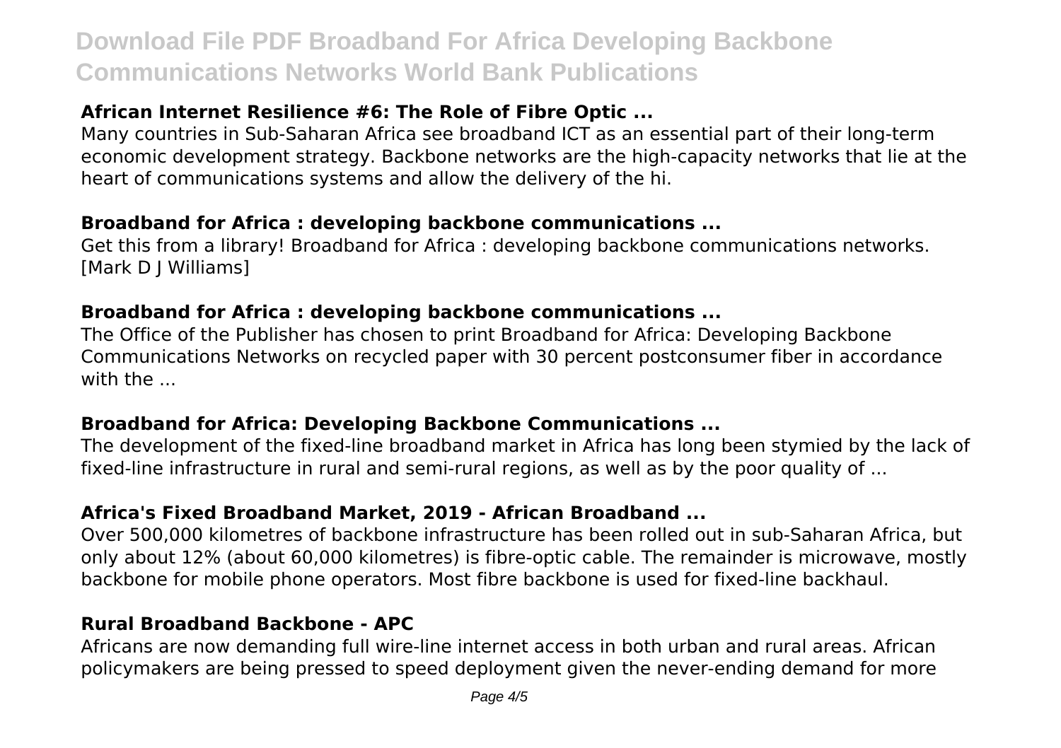### African Internet Resilience #6: The Role of Fibre Optic ...

Many countries in Sub-Saharan Africa see broadband ICT as an essential part of their long-term economic development strategy. Backbone networks are the high-capacity networks that lie at the heart of communications systems and allow the delivery of the hi.

### Broadband for Africa : developing backbone communications ...

Get this from a library! Broadband for Africa : developing backbone communications networks. [Mark D J Williams]

### Broadband for Africa : developing backbone communications ...

The Office of the Publisher has chosen to print Broadband for Africa: Developing Backbone Communications Networks on recycled paper with 30 percent postconsumer fiber in accordance with the ...

### Broadband for Africa: Developing Backbone Communications ...

The development of the fixed-line broadband market in Africa has long been stymied by the lack of fixed-line infrastructure in rural and semi-rural regions, as well as by the poor quality of ...

### Africa's Fixed Broadband Market, 2019 - African Broadband ...

Over 500,000 kilometres of backbone infrastructure has been rolled out in sub-Saharan Africa, but only about 12% (about 60,000 kilometres) is fibre-optic cable. The remainder is microwave, mostly backbone for mobile phone operators. Most fibre backbone is used for fixed-line backhaul.

### Rural Broadband Backbone - APC

Africans are now demanding full wire-line internet access in both urban and rural areas. African policymakers are being pressed to speed deployment given the never-ending demand for more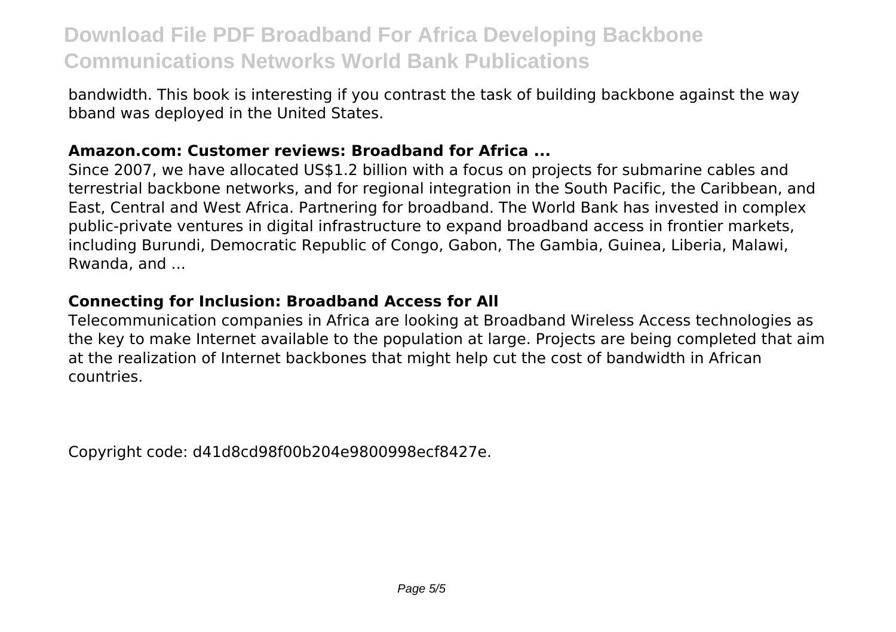bandwidth. This book is interesting if you contrast the task of building backbone against the way bband was deployed in the United States.

### Amazon.com: Customer reviews: Broadband for Africa ...

Since 2007, we have allocated US$1.2 billion with a focus on projects for submarine cables and terrestrial backbone networks, and for regional integration in the South Pacific, the Caribbean, and East, Central and West Africa. Partnering for broadband. The World Bank has invested in complex public-private ventures in digital infrastructure to expand broadband access in frontier markets, including Burundi, Democratic Republic of Congo, Gabon, The Gambia, Guinea, Liberia, Malawi, Rwanda, and ...

### Connecting for Inclusion: Broadband Access for All

Telecommunication companies in Africa are looking at Broadband Wireless Access technologies as the key to make Internet available to the population at large. Projects are being completed that aim at the realization of Internet backbones that might help cut the cost of bandwidth in African countries.

Copyright code: d41d8cd98f00b204e9800998ecf8427e.